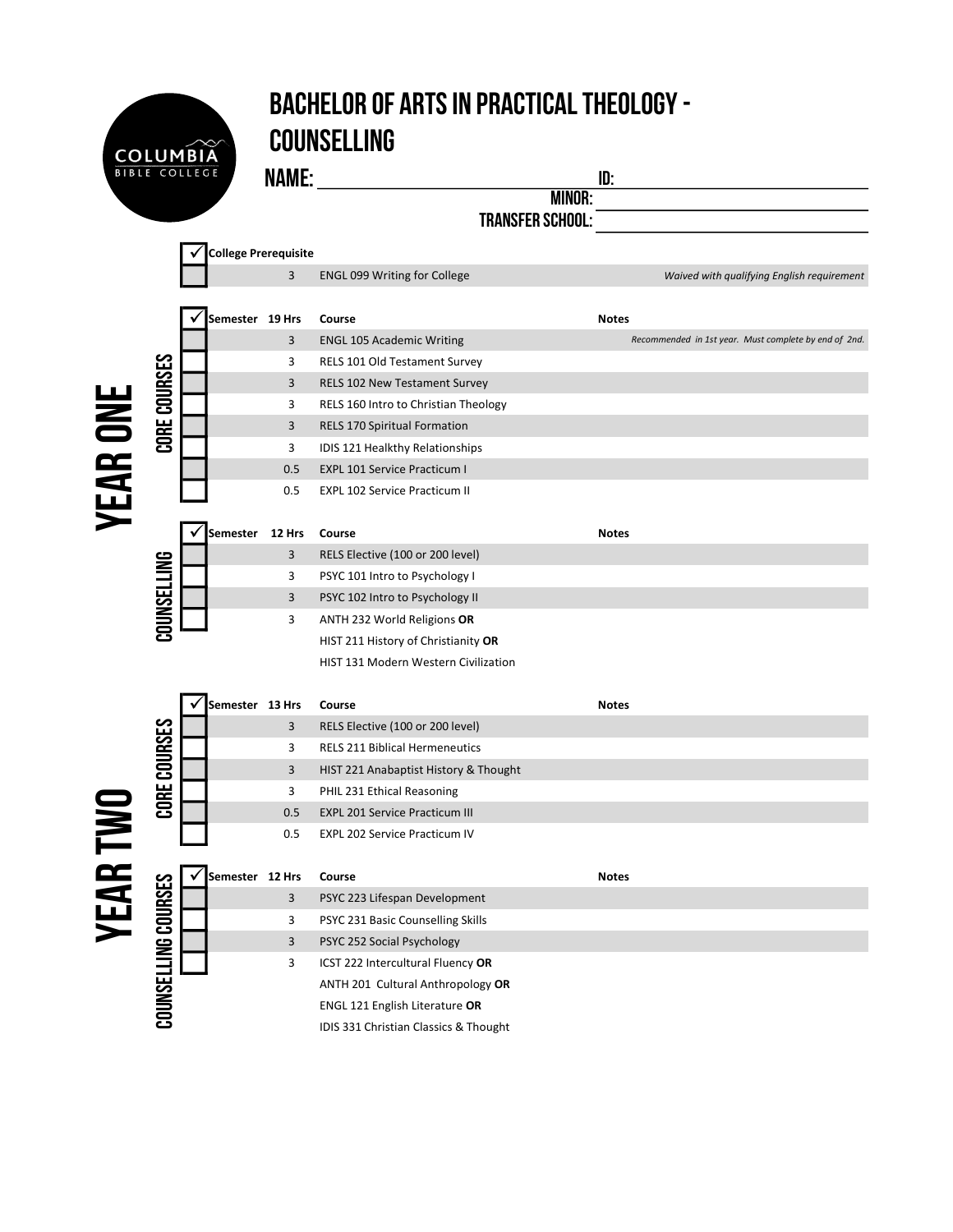# BACHELOR OF ARTS IN PRACTICAL THEOLOGY - COUNSELLING

**NAME:** ________________ **ID:** ________________

**MINOR:** ________________

**TRANSFER SCHOOL:** ________________

| ✓ | College Prerequisite | | | |
|---|---|---|---|---|
| | | 3 | ENGL 099 Writing for College | *Waived with qualifying English requirement* |

## YEAR ONE

### CORE COURSES

| ✓ | Semester | 19 Hrs | Course | Notes |
|---|---|---|---|---|
| | | 3 | ENGL 105 Academic Writing | *Recommended in 1st year. Must complete by end of 2nd.* |
| | | 3 | RELS 101 Old Testament Survey | |
| | | 3 | RELS 102 New Testament Survey | |
| | | 3 | RELS 160 Intro to Christian Theology | |
| | | 3 | RELS 170 Spiritual Formation | |
| | | 3 | IDIS 121 Healkthy Relationships | |
| | | 0.5 | EXPL 101 Service Practicum I | |
| | | 0.5 | EXPL 102 Service Practicum II | |

### COUNSELLING

| ✓ | Semester | 12 Hrs | Course | Notes |
|---|---|---|---|---|
| | | 3 | RELS Elective (100 or 200 level) | |
| | | 3 | PSYC 101 Intro to Psychology I | |
| | | 3 | PSYC 102 Intro to Psychology II | |
| | | 3 | ANTH 232 World Religions **OR**<br>HIST 211 History of Christianity **OR**<br>HIST 131 Modern Western Civilization | |

## YEAR TWO

### CORE COURSES

| ✓ | Semester | 13 Hrs | Course | Notes |
|---|---|---|---|---|
| | | 3 | RELS Elective (100 or 200 level) | |
| | | 3 | RELS 211 Biblical Hermeneutics | |
| | | 3 | HIST 221 Anabaptist History & Thought | |
| | | 3 | PHIL 231 Ethical Reasoning | |
| | | 0.5 | EXPL 201 Service Practicum III | |
| | | 0.5 | EXPL 202 Service Practicum IV | |

### COUNSELLING COURSES

| ✓ | Semester | 12 Hrs | Course | Notes |
|---|---|---|---|---|
| | | 3 | PSYC 223 Lifespan Development | |
| | | 3 | PSYC 231 Basic Counselling Skills | |
| | | 3 | PSYC 252 Social Psychology | |
| | | 3 | ICST 222 Intercultural Fluency **OR**<br>ANTH 201 Cultural Anthropology **OR**<br>ENGL 121 English Literature **OR**<br>IDIS 331 Christian Classics & Thought | |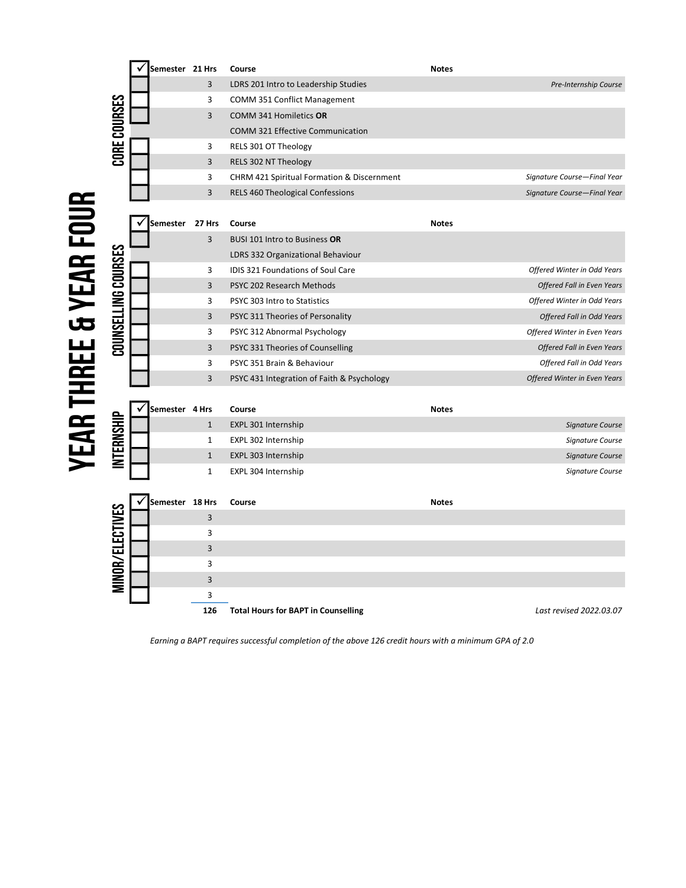# YEAR THREE & YEAR FOUR

## CORE COURSES

| ✓ | Semester | 21 Hrs | Course | Notes |
|---|---|---|---|---|
| ☐ | | 3 | LDRS 201 Intro to Leadership Studies | *Pre-Internship Course* |
| ☐ | | 3 | COMM 351 Conflict Management | |
| ☐ | | 3 | COMM 341 Homiletics **OR** COMM 321 Effective Communication | |
| ☐ | | 3 | RELS 301 OT Theology | |
| ☐ | | 3 | RELS 302 NT Theology | |
| ☐ | | 3 | CHRM 421 Spiritual Formation & Discernment | *Signature Course—Final Year* |
| ☐ | | 3 | RELS 460 Theological Confessions | *Signature Course—Final Year* |

## COUNSELLING COURSES

| ✓ | Semester | 27 Hrs | Course | Notes |
|---|---|---|---|---|
| ☐ | | 3 | BUSI 101 Intro to Business **OR** LDRS 332 Organizational Behaviour | |
| ☐ | | 3 | IDIS 321 Foundations of Soul Care | *Offered Winter in Odd Years* |
| ☐ | | 3 | PSYC 202 Research Methods | *Offered Fall in Even Years* |
| ☐ | | 3 | PSYC 303 Intro to Statistics | *Offered Winter in Odd Years* |
| ☐ | | 3 | PSYC 311 Theories of Personality | *Offered Fall in Odd Years* |
| ☐ | | 3 | PSYC 312 Abnormal Psychology | *Offered Winter in Even Years* |
| ☐ | | 3 | PSYC 331 Theories of Counselling | *Offered Fall in Even Years* |
| ☐ | | 3 | PSYC 351 Brain & Behaviour | *Offered Fall in Odd Years* |
| ☐ | | 3 | PSYC 431 Integration of Faith & Psychology | *Offered Winter in Even Years* |

## INTERNSHIP

| ✓ | Semester | 4 Hrs | Course | Notes |
|---|---|---|---|---|
| ☐ | | 1 | EXPL 301 Internship | *Signature Course* |
| ☐ | | 1 | EXPL 302 Internship | *Signature Course* |
| ☐ | | 1 | EXPL 303 Internship | *Signature Course* |
| ☐ | | 1 | EXPL 304 Internship | *Signature Course* |

## MINOR/ELECTIVES

| ✓ | Semester | 18 Hrs | Course | Notes |
|---|---|---|---|---|
| ☐ | | 3 | | |
| ☐ | | 3 | | |
| ☐ | | 3 | | |
| ☐ | | 3 | | |
| ☐ | | 3 | | |
| ☐ | | 3 | | |
| | | **126** | **Total Hours for BAPT in Counselling** | *Last revised 2022.03.07* |

*Earning a BAPT requires successful completion of the above 126 credit hours with a minimum GPA of 2.0*